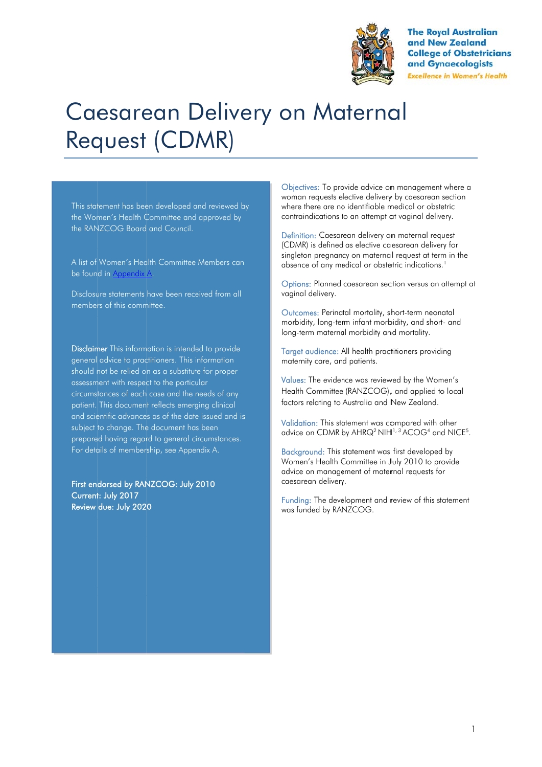The Royal Australian and New Zealand College of Obstetricians and Gynaecologists

*Excellence in Women's Health*

# Caesarean Delivery on Maternal Request (CDMR)

This statement has been developed and reviewed by the Women's Health Committee and approved by the RANZCOG Board and Council.

A list of Women's Health Committee Members can be found in Appendix A.

Disclosure statements have been received from all members of this committee.

**Disclaimer** This information is intended to provide general advice to practitioners. This information should not be relied on as a substitute for proper assessment with respect to the particular circumstances of each case and the needs of any patient. This document reflects emerging clinical and scientific advances as of the date issued and is subject to change. The document has been prepared having regard to general circumstances. For details of membership, see Appendix A.

**First endorsed by RANZCOG: July 2010**
**Current: July 2017**
**Review due: July 2020**

Objectives: To provide advice on management where a woman requests elective delivery by caesarean section where there are no identifiable medical or obstetric contraindications to an attempt at vaginal delivery.

Definition: Caesarean delivery on maternal request (CDMR) is defined as elective caesarean delivery for singleton pregnancy on maternal request at term in the absence of any medical or obstetric indications.[1]

Options: Planned caesarean section versus an attempt at vaginal delivery.

Outcomes: Perinatal mortality, short-term neonatal morbidity, long-term infant morbidity, and short- and long-term maternal morbidity and mortality.

Target audience: All health practitioners providing maternity care, and patients.

Values: The evidence was reviewed by the Women's Health Committee (RANZCOG), and applied to local factors relating to Australia and New Zealand.

Validation: This statement was compared with other advice on CDMR by AHRQ[2] NIH[1, 3] ACOG[4] and NICE[5].

Background: This statement was first developed by Women's Health Committee in July 2010 to provide advice on management of maternal requests for caesarean delivery.

Funding: The development and review of this statement was funded by RANZCOG.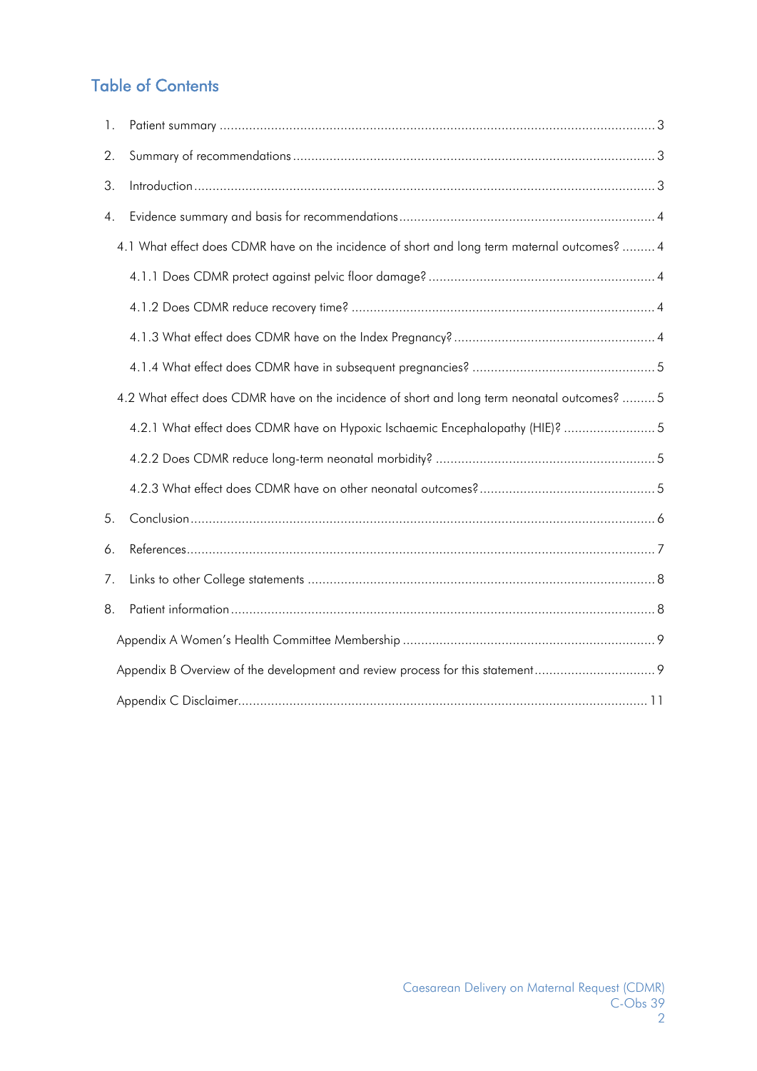## Table of Contents

1. Patient summary ..... 3
2. Summary of recommendations ..... 3
3. Introduction ..... 3
4. Evidence summary and basis for recommendations ..... 4
   - 4.1 What effect does CDMR have on the incidence of short and long term maternal outcomes? ..... 4
     - 4.1.1 Does CDMR protect against pelvic floor damage? ..... 4
     - 4.1.2 Does CDMR reduce recovery time? ..... 4
     - 4.1.3 What effect does CDMR have on the Index Pregnancy? ..... 4
     - 4.1.4 What effect does CDMR have in subsequent pregnancies? ..... 5
   - 4.2 What effect does CDMR have on the incidence of short and long term neonatal outcomes? ..... 5
     - 4.2.1 What effect does CDMR have on Hypoxic Ischaemic Encephalopathy (HIE)? ..... 5
     - 4.2.2 Does CDMR reduce long-term neonatal morbidity? ..... 5
     - 4.2.3 What effect does CDMR have on other neonatal outcomes? ..... 5
5. Conclusion ..... 6
6. References ..... 7
7. Links to other College statements ..... 8
8. Patient information ..... 8

Appendix A Women's Health Committee Membership ..... 9

Appendix B Overview of the development and review process for this statement ..... 9

Appendix C Disclaimer ..... 11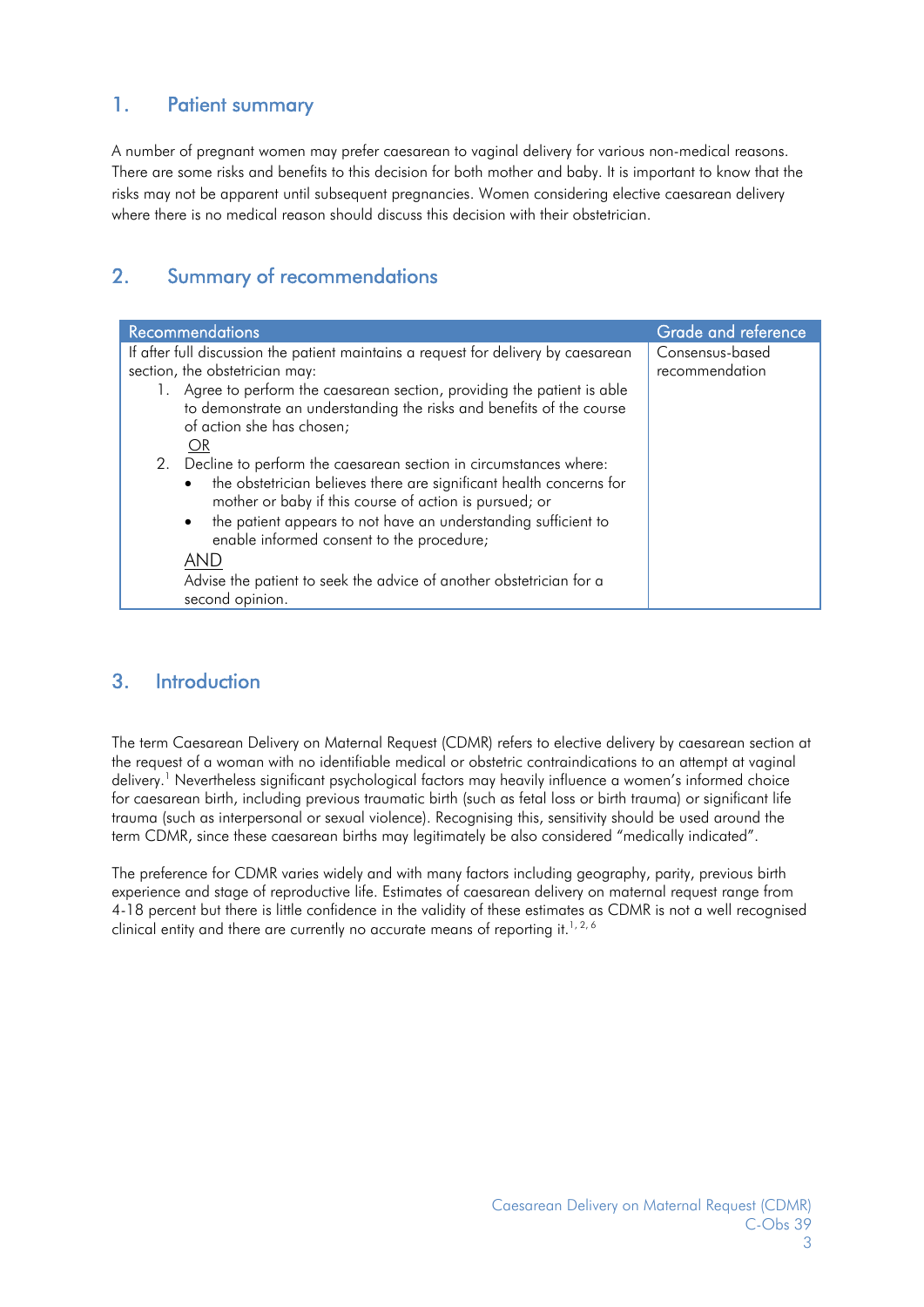## 1. Patient summary

A number of pregnant women may prefer caesarean to vaginal delivery for various non-medical reasons. There are some risks and benefits to this decision for both mother and baby. It is important to know that the risks may not be apparent until subsequent pregnancies. Women considering elective caesarean delivery where there is no medical reason should discuss this decision with their obstetrician.

## 2. Summary of recommendations

| Recommendations | Grade and reference |
|---|---|
| If after full discussion the patient maintains a request for delivery by caesarean section, the obstetrician may:<br>1. Agree to perform the caesarean section, providing the patient is able to demonstrate an understanding the risks and benefits of the course of action she has chosen;<br>OR<br>2. Decline to perform the caesarean section in circumstances where:<br>• the obstetrician believes there are significant health concerns for mother or baby if this course of action is pursued; or<br>• the patient appears to not have an understanding sufficient to enable informed consent to the procedure;<br>AND<br>Advise the patient to seek the advice of another obstetrician for a second opinion. | Consensus-based recommendation |

## 3. Introduction

The term Caesarean Delivery on Maternal Request (CDMR) refers to elective delivery by caesarean section at the request of a woman with no identifiable medical or obstetric contraindications to an attempt at vaginal delivery.[1] Nevertheless significant psychological factors may heavily influence a women's informed choice for caesarean birth, including previous traumatic birth (such as fetal loss or birth trauma) or significant life trauma (such as interpersonal or sexual violence). Recognising this, sensitivity should be used around the term CDMR, since these caesarean births may legitimately be also considered "medically indicated".

The preference for CDMR varies widely and with many factors including geography, parity, previous birth experience and stage of reproductive life. Estimates of caesarean delivery on maternal request range from 4-18 percent but there is little confidence in the validity of these estimates as CDMR is not a well recognised clinical entity and there are currently no accurate means of reporting it.[1, 2, 6]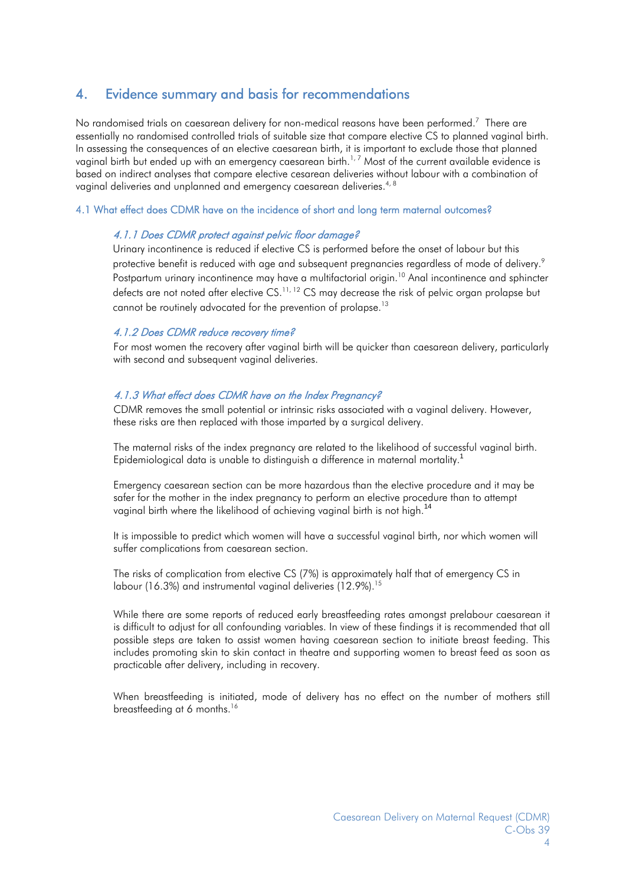## 4. Evidence summary and basis for recommendations

No randomised trials on caesarean delivery for non-medical reasons have been performed.[7] There are essentially no randomised controlled trials of suitable size that compare elective CS to planned vaginal birth. In assessing the consequences of an elective caesarean birth, it is important to exclude those that planned vaginal birth but ended up with an emergency caesarean birth.[1,7] Most of the current available evidence is based on indirect analyses that compare elective cesarean deliveries without labour with a combination of vaginal deliveries and unplanned and emergency caesarean deliveries.[4,8]

### 4.1 What effect does CDMR have on the incidence of short and long term maternal outcomes?

#### *4.1.1 Does CDMR protect against pelvic floor damage?*

Urinary incontinence is reduced if elective CS is performed before the onset of labour but this protective benefit is reduced with age and subsequent pregnancies regardless of mode of delivery.[9] Postpartum urinary incontinence may have a multifactorial origin.[10] Anal incontinence and sphincter defects are not noted after elective CS.[11,12] CS may decrease the risk of pelvic organ prolapse but cannot be routinely advocated for the prevention of prolapse.[13]

#### *4.1.2 Does CDMR reduce recovery time?*

For most women the recovery after vaginal birth will be quicker than caesarean delivery, particularly with second and subsequent vaginal deliveries.

#### *4.1.3 What effect does CDMR have on the Index Pregnancy?*

CDMR removes the small potential or intrinsic risks associated with a vaginal delivery. However, these risks are then replaced with those imparted by a surgical delivery.

The maternal risks of the index pregnancy are related to the likelihood of successful vaginal birth. Epidemiological data is unable to distinguish a difference in maternal mortality.[1]

Emergency caesarean section can be more hazardous than the elective procedure and it may be safer for the mother in the index pregnancy to perform an elective procedure than to attempt vaginal birth where the likelihood of achieving vaginal birth is not high.[14]

It is impossible to predict which women will have a successful vaginal birth, nor which women will suffer complications from caesarean section.

The risks of complication from elective CS (7%) is approximately half that of emergency CS in labour (16.3%) and instrumental vaginal deliveries (12.9%).[15]

While there are some reports of reduced early breastfeeding rates amongst prelabour caesarean it is difficult to adjust for all confounding variables. In view of these findings it is recommended that all possible steps are taken to assist women having caesarean section to initiate breast feeding. This includes promoting skin to skin contact in theatre and supporting women to breast feed as soon as practicable after delivery, including in recovery.

When breastfeeding is initiated, mode of delivery has no effect on the number of mothers still breastfeeding at 6 months.[16]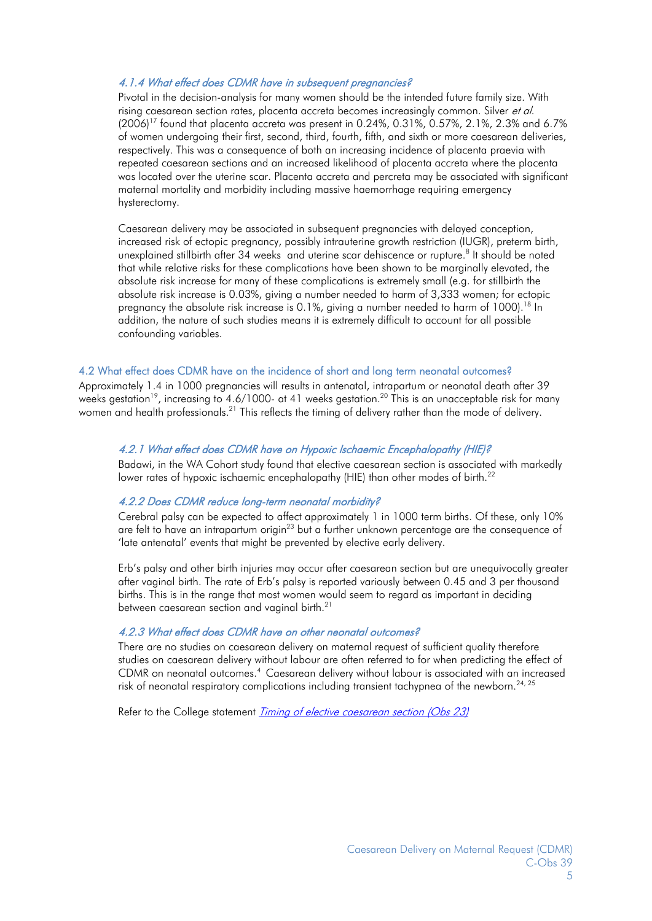#### *4.1.4 What effect does CDMR have in subsequent pregnancies?*

Pivotal in the decision-analysis for many women should be the intended future family size. With rising caesarean section rates, placenta accreta becomes increasingly common. Silver *et al.* (2006)[17] found that placenta accreta was present in 0.24%, 0.31%, 0.57%, 2.1%, 2.3% and 6.7% of women undergoing their first, second, third, fourth, fifth, and sixth or more caesarean deliveries, respectively. This was a consequence of both an increasing incidence of placenta praevia with repeated caesarean sections and an increased likelihood of placenta accreta where the placenta was located over the uterine scar. Placenta accreta and percreta may be associated with significant maternal mortality and morbidity including massive haemorrhage requiring emergency hysterectomy.

Caesarean delivery may be associated in subsequent pregnancies with delayed conception, increased risk of ectopic pregnancy, possibly intrauterine growth restriction (IUGR), preterm birth, unexplained stillbirth after 34 weeks and uterine scar dehiscence or rupture.[8] It should be noted that while relative risks for these complications have been shown to be marginally elevated, the absolute risk increase for many of these complications is extremely small (e.g. for stillbirth the absolute risk increase is 0.03%, giving a number needed to harm of 3,333 women; for ectopic pregnancy the absolute risk increase is 0.1%, giving a number needed to harm of 1000).[18] In addition, the nature of such studies means it is extremely difficult to account for all possible confounding variables.

### 4.2 What effect does CDMR have on the incidence of short and long term neonatal outcomes?

Approximately 1.4 in 1000 pregnancies will results in antenatal, intrapartum or neonatal death after 39 weeks gestation[19], increasing to 4.6/1000- at 41 weeks gestation.[20] This is an unacceptable risk for many women and health professionals.[21] This reflects the timing of delivery rather than the mode of delivery.

#### *4.2.1 What effect does CDMR have on Hypoxic Ischaemic Encephalopathy (HIE)?*

Badawi, in the WA Cohort study found that elective caesarean section is associated with markedly lower rates of hypoxic ischaemic encephalopathy (HIE) than other modes of birth.[22]

#### *4.2.2 Does CDMR reduce long-term neonatal morbidity?*

Cerebral palsy can be expected to affect approximately 1 in 1000 term births. Of these, only 10% are felt to have an intrapartum origin[23] but a further unknown percentage are the consequence of 'late antenatal' events that might be prevented by elective early delivery.

Erb's palsy and other birth injuries may occur after caesarean section but are unequivocally greater after vaginal birth. The rate of Erb's palsy is reported variously between 0.45 and 3 per thousand births. This is in the range that most women would seem to regard as important in deciding between caesarean section and vaginal birth.[21]

#### *4.2.3 What effect does CDMR have on other neonatal outcomes?*

There are no studies on caesarean delivery on maternal request of sufficient quality therefore studies on caesarean delivery without labour are often referred to for when predicting the effect of CDMR on neonatal outcomes.[4] Caesarean delivery without labour is associated with an increased risk of neonatal respiratory complications including transient tachypnea of the newborn.[24, 25]

Refer to the College statement *Timing of elective caesarean section (Obs 23)*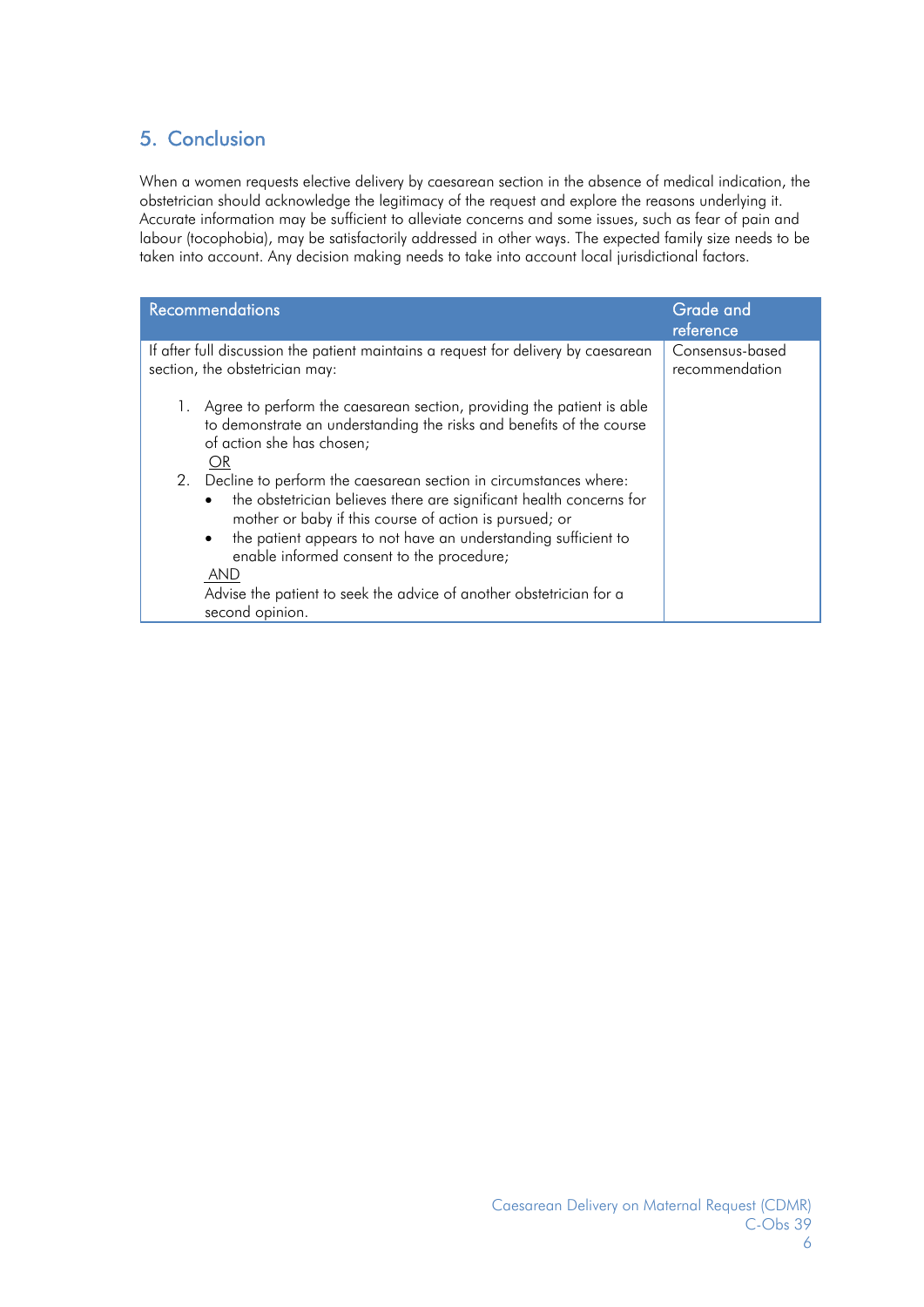## 5. Conclusion

When a women requests elective delivery by caesarean section in the absence of medical indication, the obstetrician should acknowledge the legitimacy of the request and explore the reasons underlying it. Accurate information may be sufficient to alleviate concerns and some issues, such as fear of pain and labour (tocophobia), may be satisfactorily addressed in other ways. The expected family size needs to be taken into account. Any decision making needs to take into account local jurisdictional factors.

| Recommendations | Grade and reference |
|---|---|
| If after full discussion the patient maintains a request for delivery by caesarean section, the obstetrician may:<br><br>1. Agree to perform the caesarean section, providing the patient is able to demonstrate an understanding the risks and benefits of the course of action she has chosen;<br>OR<br>2. Decline to perform the caesarean section in circumstances where:<br>• the obstetrician believes there are significant health concerns for mother or baby if this course of action is pursued; or<br>• the patient appears to not have an understanding sufficient to enable informed consent to the procedure;<br>AND<br>Advise the patient to seek the advice of another obstetrician for a second opinion. | Consensus-based recommendation |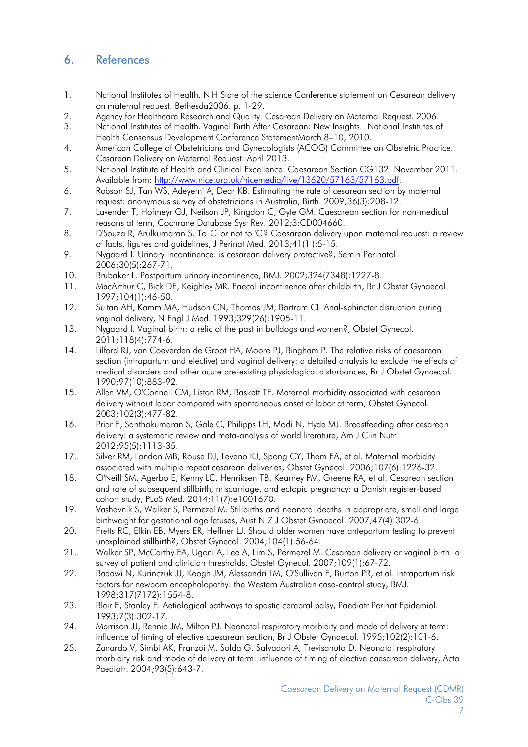## 6. References

1. National Institutes of Health. NIH State of the science Conference statement on Cesarean delivery on maternal request. Bethesda2006. p. 1-29.
2. Agency for Healthcare Research and Quality. Cesarean Delivery on Maternal Request. 2006.
3. National Institutes of Health. Vaginal Birth After Cesarean: New Insights. National Institutes of Health Consensus Development Conference StatementMarch 8–10, 2010.
4. American College of Obstetricians and Gynecologists (ACOG) Committee on Obstetric Practice. Cesarean Delivery on Maternal Request. April 2013.
5. National Institute of Health and Clinical Excellence. Caesarean Section CG132. November 2011. Available from: http://www.nice.org.uk/nicemedia/live/13620/57163/57163.pdf.
6. Robson SJ, Tan WS, Adeyemi A, Dear KB. Estimating the rate of cesarean section by maternal request: anonymous survey of obstetricians in Australia, Birth. 2009;36(3):208-12.
7. Lavender T, Hofmeyr GJ, Neilson JP, Kingdon C, Gyte GM. Caesarean section for non-medical reasons at term, Cochrane Database Syst Rev. 2012;3:CD004660.
8. D'Souza R, Arulkumaran S. To 'C' or not to 'C'? Caesarean delivery upon maternal request: a review of facts, figures and guidelines, J Perinat Med. 2013;41(1 ):5-15.
9. Nygaard I. Urinary incontinence: is cesarean delivery protective?, Semin Perinatol. 2006;30(5):267-71.
10. Brubaker L. Postpartum urinary incontinence, BMJ. 2002;324(7348):1227-8.
11. MacArthur C, Bick DE, Keighley MR. Faecal incontinence after childbirth, Br J Obstet Gynaecol. 1997;104(1):46-50.
12. Sultan AH, Kamm MA, Hudson CN, Thomas JM, Bartram CI. Anal-sphincter disruption during vaginal delivery, N Engl J Med. 1993;329(26):1905-11.
13. Nygaard I. Vaginal birth: a relic of the past in bulldogs and women?, Obstet Gynecol. 2011;118(4):774-6.
14. Lilford RJ, van Coeverden de Groot HA, Moore PJ, Bingham P. The relative risks of caesarean section (intrapartum and elective) and vaginal delivery: a detailed analysis to exclude the effects of medical disorders and other acute pre-existing physiological disturbances, Br J Obstet Gynaecol. 1990;97(10):883-92.
15. Allen VM, O'Connell CM, Liston RM, Baskett TF. Maternal morbidity associated with cesarean delivery without labor compared with spontaneous onset of labor at term, Obstet Gynecol. 2003;102(3):477-82.
16. Prior E, Santhakumaran S, Gale C, Philipps LH, Modi N, Hyde MJ. Breastfeeding after cesarean delivery: a systematic review and meta-analysis of world literature, Am J Clin Nutr. 2012;95(5):1113-35.
17. Silver RM, Landon MB, Rouse DJ, Leveno KJ, Spong CY, Thom EA, et al. Maternal morbidity associated with multiple repeat cesarean deliveries, Obstet Gynecol. 2006;107(6):1226-32.
18. O'Neill SM, Agerbo E, Kenny LC, Henriksen TB, Kearney PM, Greene RA, et al. Cesarean section and rate of subsequent stillbirth, miscarriage, and ectopic pregnancy: a Danish register-based cohort study, PLoS Med. 2014;11(7):e1001670.
19. Vashevnik S, Walker S, Permezel M. Stillbirths and neonatal deaths in appropriate, small and large birthweight for gestational age fetuses, Aust N Z J Obstet Gynaecol. 2007;47(4):302-6.
20. Fretts RC, Elkin EB, Myers ER, Heffner LJ. Should older women have antepartum testing to prevent unexplained stillbirth?, Obstet Gynecol. 2004;104(1):56-64.
21. Walker SP, McCarthy EA, Ugoni A, Lee A, Lim S, Permezel M. Cesarean delivery or vaginal birth: a survey of patient and clinician thresholds, Obstet Gynecol. 2007;109(1):67-72.
22. Badawi N, Kurinczuk JJ, Keogh JM, Alessandri LM, O'Sullivan F, Burton PR, et al. Intrapartum risk factors for newborn encephalopathy: the Western Australian case-control study, BMJ. 1998;317(7172):1554-8.
23. Blair E, Stanley F. Aetiological pathways to spastic cerebral palsy, Paediatr Perinat Epidemiol. 1993;7(3):302-17.
24. Morrison JJ, Rennie JM, Milton PJ. Neonatal respiratory morbidity and mode of delivery at term: influence of timing of elective caesarean section, Br J Obstet Gynaecol. 1995;102(2):101-6.
25. Zanardo V, Simbi AK, Franzoi M, Solda G, Salvadori A, Trevisanuto D. Neonatal respiratory morbidity risk and mode of delivery at term: influence of timing of elective caesarean delivery, Acta Paediatr. 2004;93(5):643-7.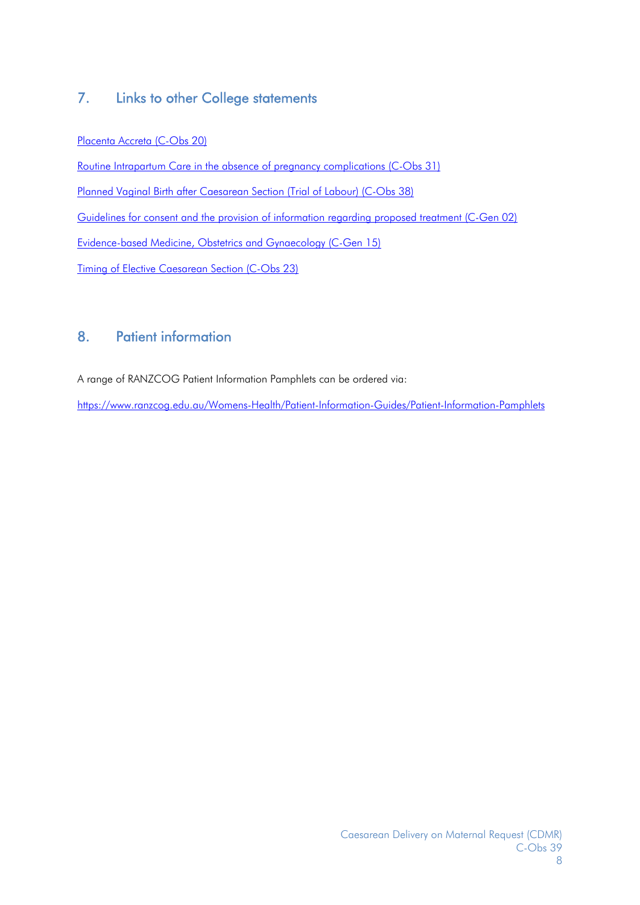## 7. Links to other College statements

Placenta Accreta (C-Obs 20)

Routine Intrapartum Care in the absence of pregnancy complications (C-Obs 31)

Planned Vaginal Birth after Caesarean Section (Trial of Labour) (C-Obs 38)

Guidelines for consent and the provision of information regarding proposed treatment (C-Gen 02)

Evidence-based Medicine, Obstetrics and Gynaecology (C-Gen 15)

Timing of Elective Caesarean Section (C-Obs 23)

## 8. Patient information

A range of RANZCOG Patient Information Pamphlets can be ordered via:

https://www.ranzcog.edu.au/Womens-Health/Patient-Information-Guides/Patient-Information-Pamphlets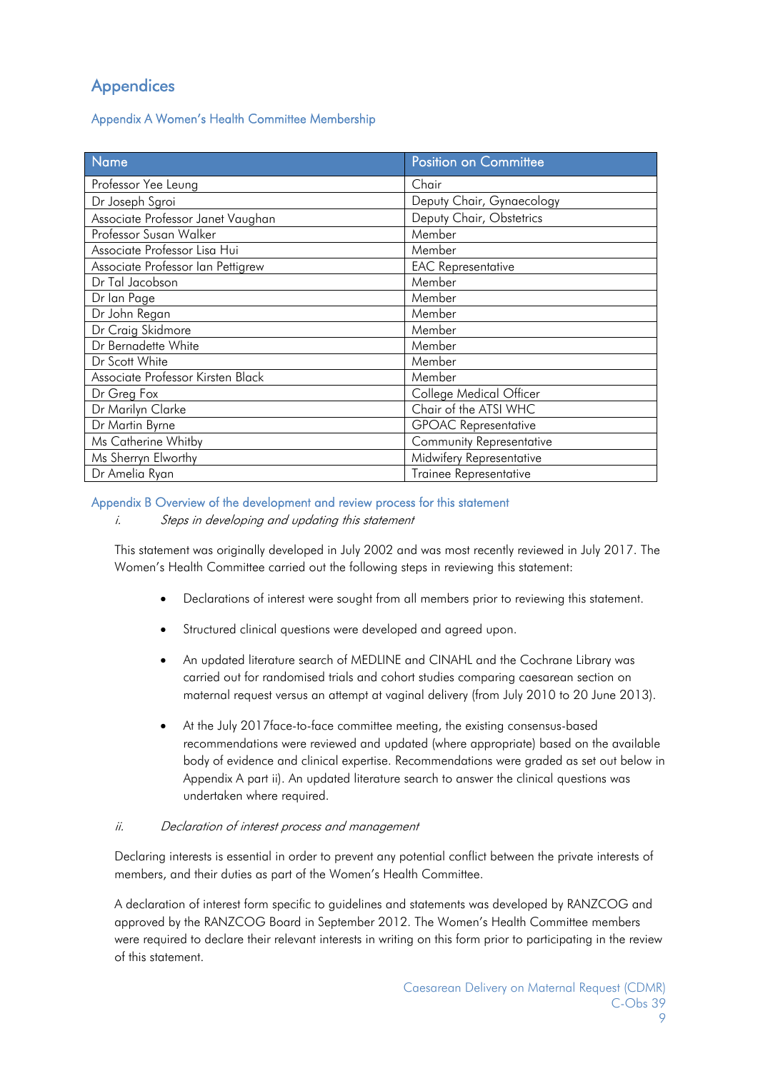# Appendices

## Appendix A Women's Health Committee Membership

| Name | Position on Committee |
|---|---|
| Professor Yee Leung | Chair |
| Dr Joseph Sgroi | Deputy Chair, Gynaecology |
| Associate Professor Janet Vaughan | Deputy Chair, Obstetrics |
| Professor Susan Walker | Member |
| Associate Professor Lisa Hui | Member |
| Associate Professor Ian Pettigrew | EAC Representative |
| Dr Tal Jacobson | Member |
| Dr Ian Page | Member |
| Dr John Regan | Member |
| Dr Craig Skidmore | Member |
| Dr Bernadette White | Member |
| Dr Scott White | Member |
| Associate Professor Kirsten Black | Member |
| Dr Greg Fox | College Medical Officer |
| Dr Marilyn Clarke | Chair of the ATSI WHC |
| Dr Martin Byrne | GPOAC Representative |
| Ms Catherine Whitby | Community Representative |
| Ms Sherryn Elworthy | Midwifery Representative |
| Dr Amelia Ryan | Trainee Representative |

## Appendix B Overview of the development and review process for this statement

*i. Steps in developing and updating this statement*

This statement was originally developed in July 2002 and was most recently reviewed in July 2017. The Women's Health Committee carried out the following steps in reviewing this statement:

- Declarations of interest were sought from all members prior to reviewing this statement.
- Structured clinical questions were developed and agreed upon.
- An updated literature search of MEDLINE and CINAHL and the Cochrane Library was carried out for randomised trials and cohort studies comparing caesarean section on maternal request versus an attempt at vaginal delivery (from July 2010 to 20 June 2013).
- At the July 2017face-to-face committee meeting, the existing consensus-based recommendations were reviewed and updated (where appropriate) based on the available body of evidence and clinical expertise. Recommendations were graded as set out below in Appendix A part ii). An updated literature search to answer the clinical questions was undertaken where required.

*ii. Declaration of interest process and management*

Declaring interests is essential in order to prevent any potential conflict between the private interests of members, and their duties as part of the Women's Health Committee.

A declaration of interest form specific to guidelines and statements was developed by RANZCOG and approved by the RANZCOG Board in September 2012. The Women's Health Committee members were required to declare their relevant interests in writing on this form prior to participating in the review of this statement.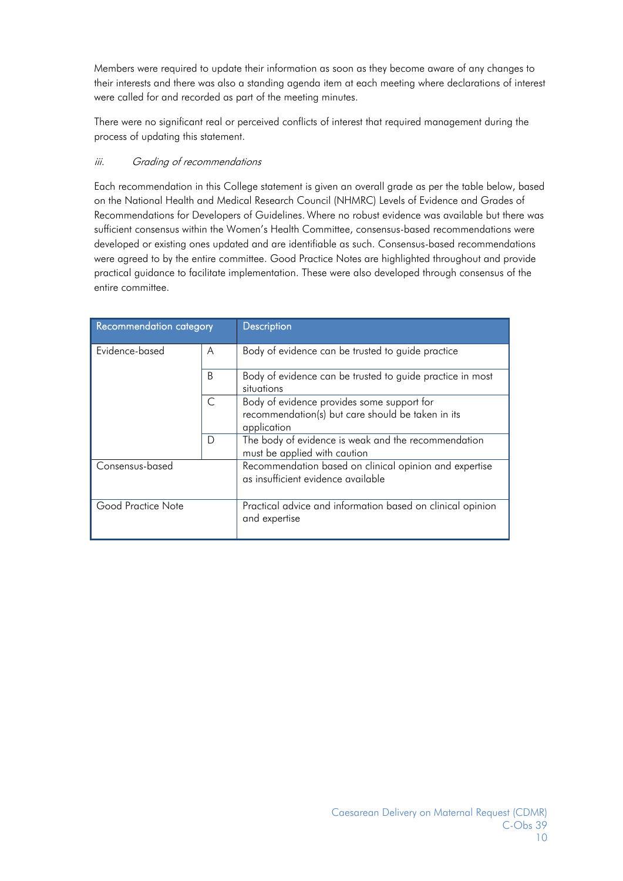Members were required to update their information as soon as they become aware of any changes to their interests and there was also a standing agenda item at each meeting where declarations of interest were called for and recorded as part of the meeting minutes.

There were no significant real or perceived conflicts of interest that required management during the process of updating this statement.

*iii. Grading of recommendations*

Each recommendation in this College statement is given an overall grade as per the table below, based on the National Health and Medical Research Council (NHMRC) Levels of Evidence and Grades of Recommendations for Developers of Guidelines. Where no robust evidence was available but there was sufficient consensus within the Women's Health Committee, consensus-based recommendations were developed or existing ones updated and are identifiable as such. Consensus-based recommendations were agreed to by the entire committee. Good Practice Notes are highlighted throughout and provide practical guidance to facilitate implementation. These were also developed through consensus of the entire committee.

| Recommendation category | | Description |
|---|---|---|
| Evidence-based | A | Body of evidence can be trusted to guide practice |
| | B | Body of evidence can be trusted to guide practice in most situations |
| | C | Body of evidence provides some support for recommendation(s) but care should be taken in its application |
| | D | The body of evidence is weak and the recommendation must be applied with caution |
| Consensus-based | | Recommendation based on clinical opinion and expertise as insufficient evidence available |
| Good Practice Note | | Practical advice and information based on clinical opinion and expertise |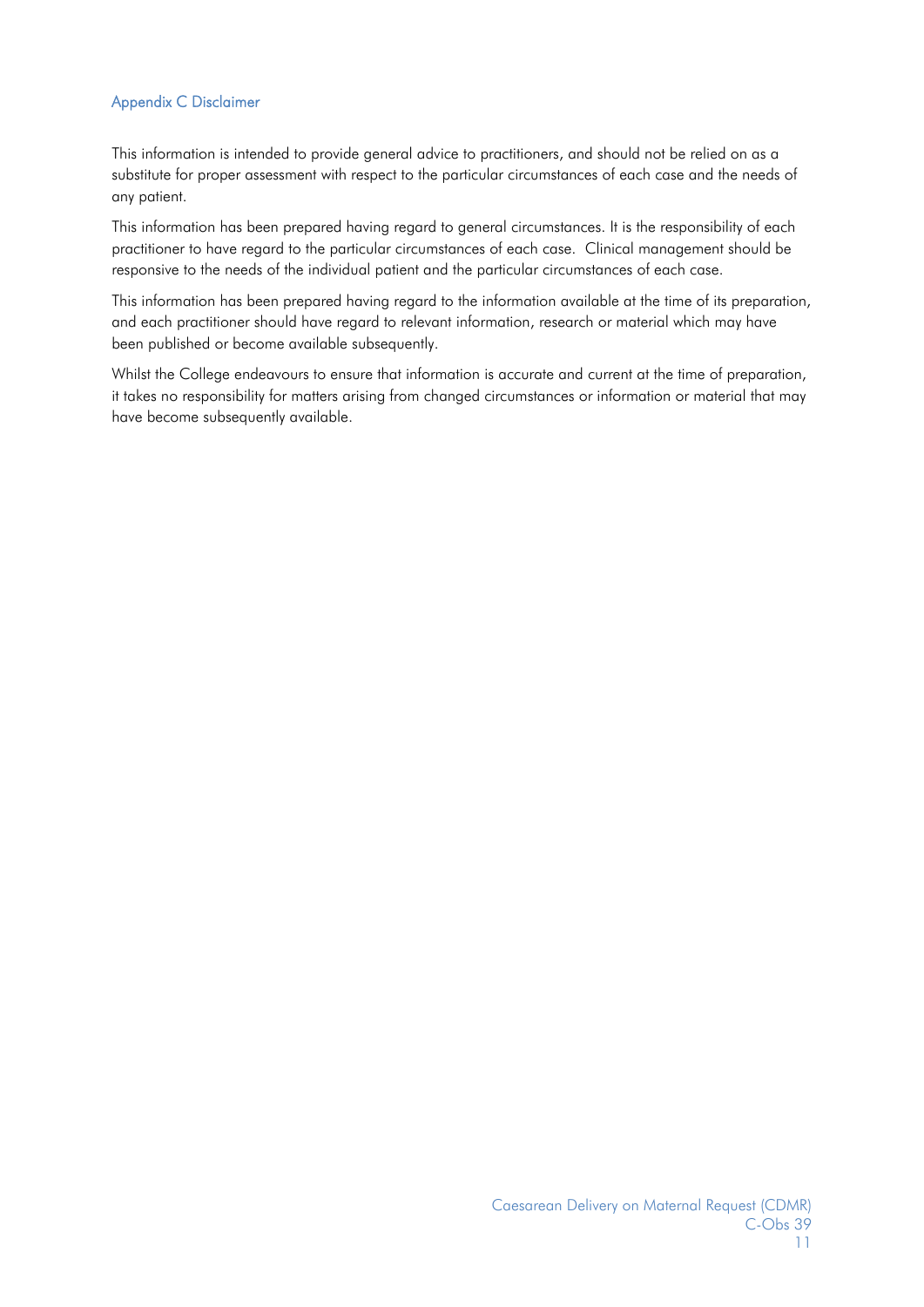## Appendix C Disclaimer

This information is intended to provide general advice to practitioners, and should not be relied on as a substitute for proper assessment with respect to the particular circumstances of each case and the needs of any patient.

This information has been prepared having regard to general circumstances. It is the responsibility of each practitioner to have regard to the particular circumstances of each case. Clinical management should be responsive to the needs of the individual patient and the particular circumstances of each case.

This information has been prepared having regard to the information available at the time of its preparation, and each practitioner should have regard to relevant information, research or material which may have been published or become available subsequently.

Whilst the College endeavours to ensure that information is accurate and current at the time of preparation, it takes no responsibility for matters arising from changed circumstances or information or material that may have become subsequently available.